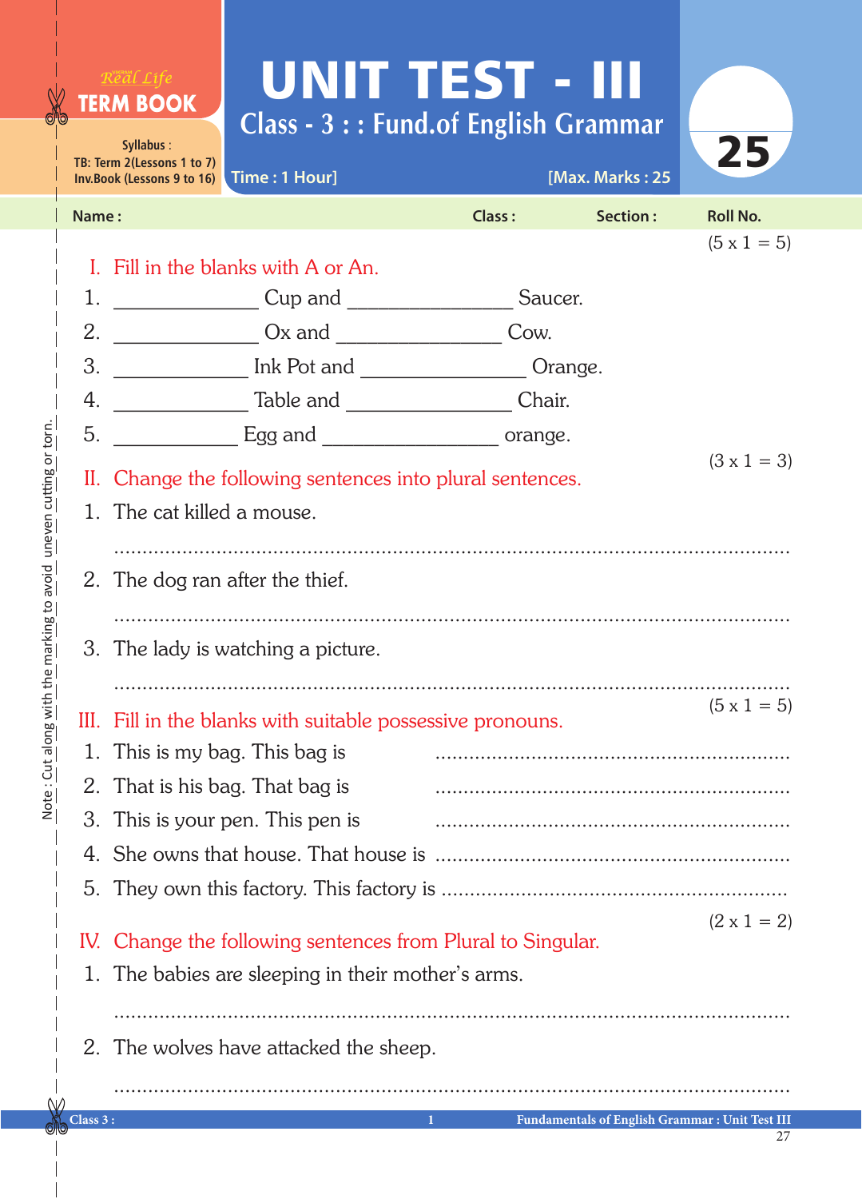Real Life
**TERM BOOK**

Syllabus :
TB: Term 2(Lessons 1 to 7)
Inv.Book (Lessons 9 to 16)

# UNIT TEST - III

## Class - 3 : : Fund.of English Grammar

Time : 1 Hour] [Max. Marks : 25

25

Name : Class : Section : Roll No.

(5 x 1 = 5)

**I. Fill in the blanks with A or An.**

1. _____________ Cup and _______________ Saucer.
2. _____________ Ox and _______________ Cow.
3. ____________ Ink Pot and _______________ Orange.
4. ____________ Table and _______________ Chair.
5. ___________ Egg and ________________ orange.

(3 x 1 = 3)

**II. Change the following sentences into plural sentences.**

1. The cat killed a mouse.

   ..............................................................................................................

2. The dog ran after the thief.

   ..............................................................................................................

3. The lady is watching a picture.

   ..............................................................................................................

(5 x 1 = 5)

**III. Fill in the blanks with suitable possessive pronouns.**

1. This is my bag. This bag is ............................................................
2. That is his bag. That bag is ............................................................
3. This is your pen. This pen is ............................................................
4. She owns that house. That house is ............................................................
5. They own this factory. This factory is ..........................................................

(2 x 1 = 2)

**IV. Change the following sentences from Plural to Singular.**

1. The babies are sleeping in their mother's arms.

   ..............................................................................................................

2. The wolves have attacked the sheep.

   ..............................................................................................................

Note : Cut along with the marking to avoid uneven cutting or torn.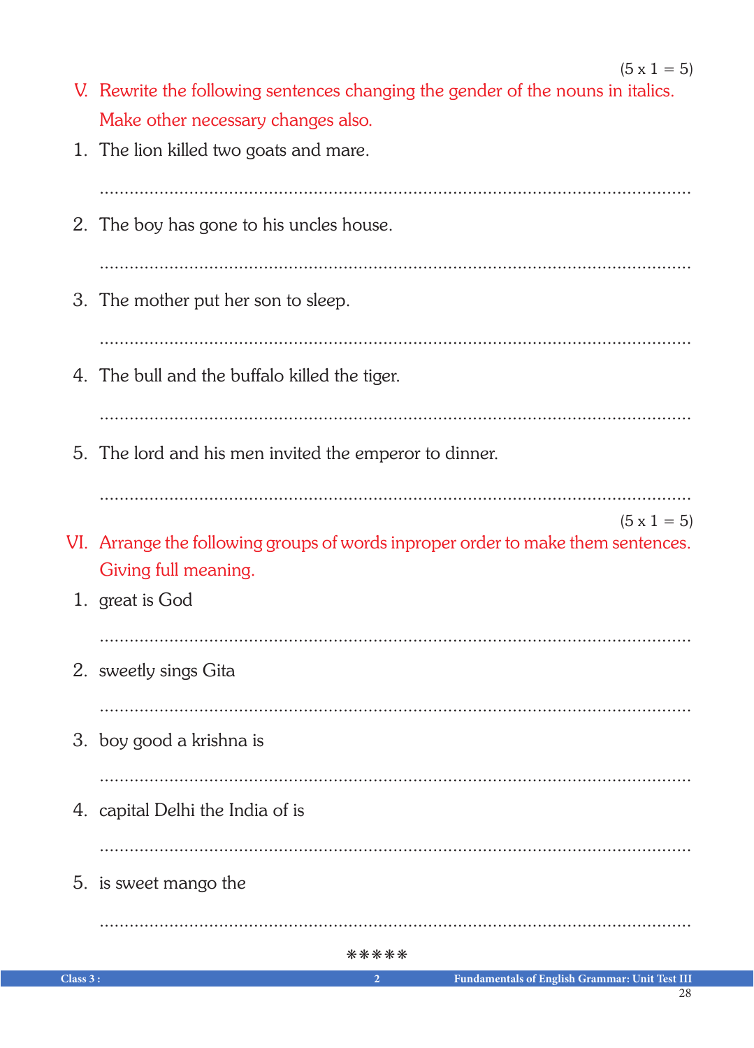(5 x 1 = 5)

V. Rewrite the following sentences changing the gender of the nouns in italics. Make other necessary changes also.

1. The lion killed two goats and mare.

.......................................................................................................................

2. The boy has gone to his uncles house.

.......................................................................................................................

3. The mother put her son to sleep.

.......................................................................................................................

4. The bull and the buffalo killed the tiger.

.......................................................................................................................

5. The lord and his men invited the emperor to dinner.

.......................................................................................................................

(5 x 1 = 5)

VI. Arrange the following groups of words inproper order to make them sentences. Giving full meaning.

1. great is God

.......................................................................................................................

2. sweetly sings Gita

.......................................................................................................................

3. boy good a krishna is

.......................................................................................................................

4. capital Delhi the India of is

.......................................................................................................................

5. is sweet mango the

.......................................................................................................................

*****